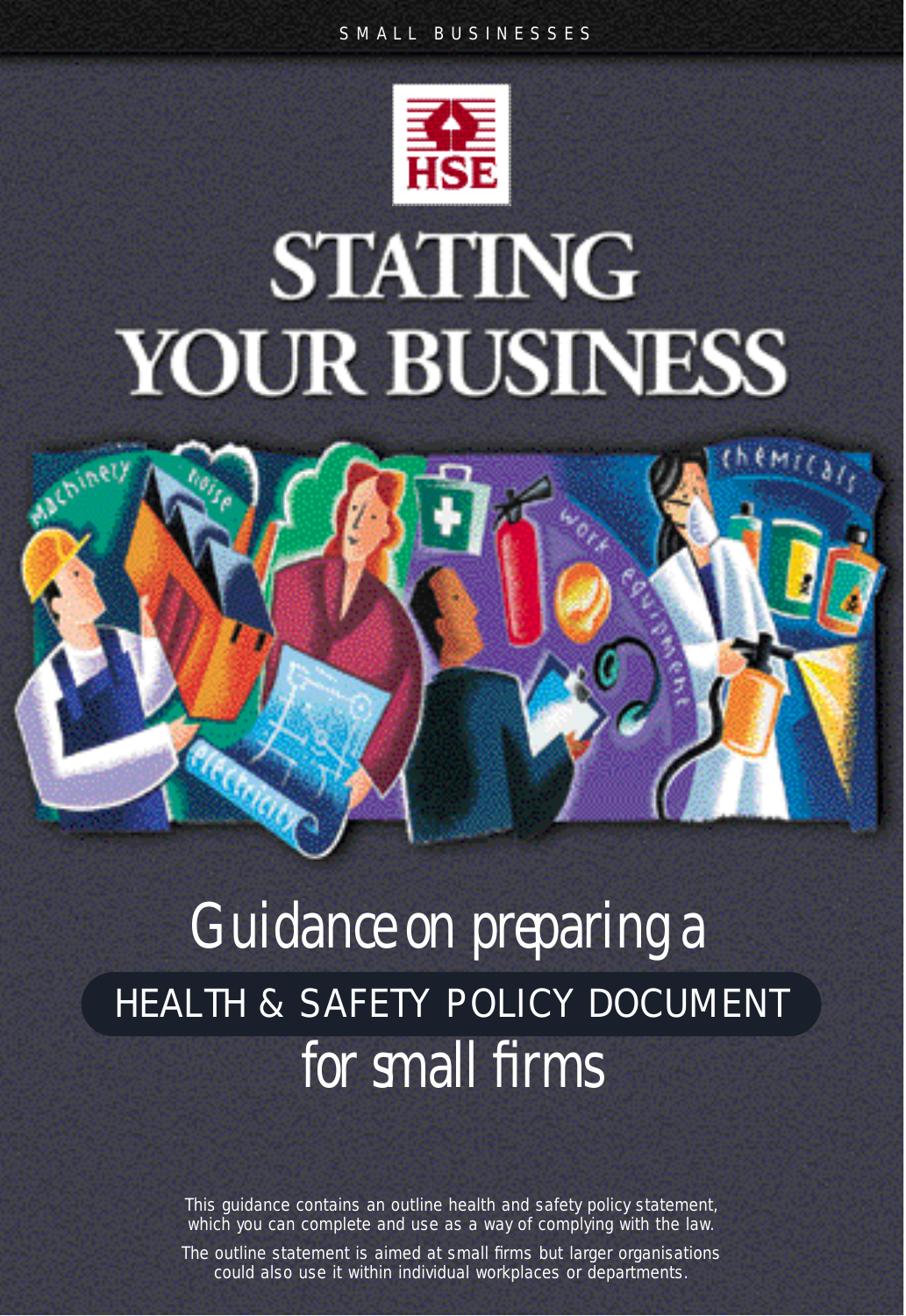SMALL BUSINESSES

HSE

# STATING YOUR BUSINESS

## Guidance on preparing a HEALTH & SAFETY POLICY DOCUMENT for small firms

This guidance contains an outline health and safety policy statement, which you can complete and use as a way of complying with the law.

The outline statement is aimed at small firms but larger organisations could also use it within individual workplaces or departments.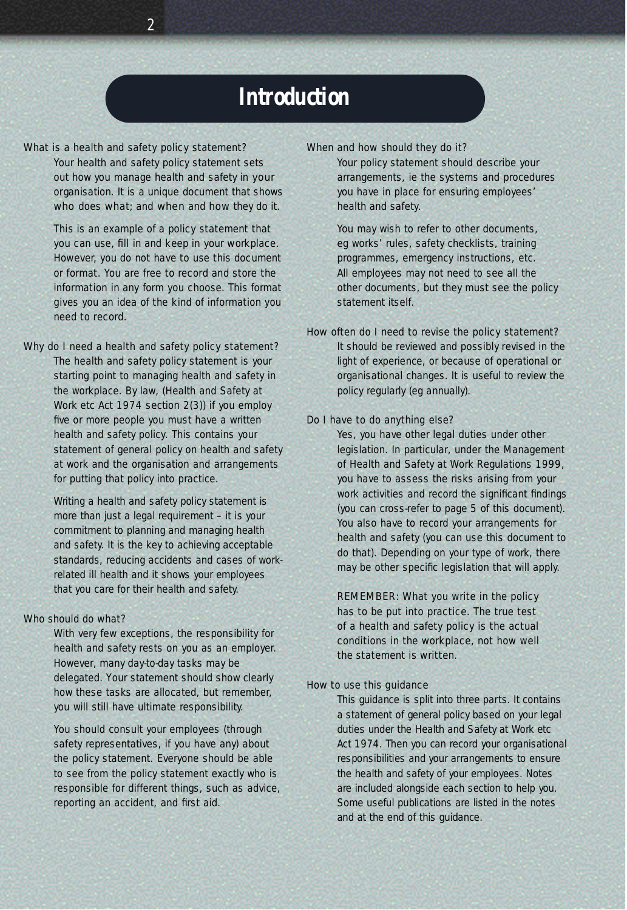# Introduction

### What is a health and safety policy statement?

Your health and safety policy statement sets out how you manage health and safety in your organisation. It is a unique document that shows who does what; and when and how they do it.

This is an example of a policy statement that you can use, fill in and keep in your workplace. However, you do not have to use this document or format. You are free to record and store the information in any form you choose. This format gives you an idea of the kind of information you need to record.

### Why do I need a health and safety policy statement?

The health and safety policy statement is your starting point to managing health and safety in the workplace. By law, (Health and Safety at Work etc Act 1974 section 2(3)) if you employ five or more people you must have a written health and safety policy. This contains your statement of general policy on health and safety at work and the organisation and arrangements for putting that policy into practice.

Writing a health and safety policy statement is more than just a legal requirement – it is your commitment to planning and managing health and safety. It is the key to achieving acceptable standards, reducing accidents and cases of work-related ill health and it shows your employees that you care for their health and safety.

### Who should do what?

With very few exceptions, the responsibility for health and safety rests on you as an employer. However, many day-to-day tasks may be delegated. Your statement should show clearly how these tasks are allocated, but remember, you will still have ultimate responsibility.

You should consult your employees (through safety representatives, if you have any) about the policy statement. Everyone should be able to see from the policy statement exactly who is responsible for different things, such as advice, reporting an accident, and first aid.

### When and how should they do it?

Your policy statement should describe your arrangements, ie the systems and procedures you have in place for ensuring employees' health and safety.

You may wish to refer to other documents, eg works' rules, safety checklists, training programmes, emergency instructions, etc. All employees may not need to see all the other documents, but they must see the policy statement itself.

### How often do I need to revise the policy statement?

It should be reviewed and possibly revised in the light of experience, or because of operational or organisational changes. It is useful to review the policy regularly (eg annually).

### Do I have to do anything else?

Yes, you have other legal duties under other legislation. In particular, under the Management of Health and Safety at Work Regulations 1999, you have to assess the risks arising from your work activities and record the significant findings (you can cross-refer to page 5 of this document). You also have to record your arrangements for health and safety (you can use this document to do that). Depending on your type of work, there may be other specific legislation that will apply.

REMEMBER: What you write in the policy has to be put into practice. The true test of a health and safety policy is the actual conditions in the workplace, not how well the statement is written.

### How to use this guidance

This guidance is split into three parts. It contains a statement of general policy based on your legal duties under the Health and Safety at Work etc Act 1974. Then you can record your organisational responsibilities and your arrangements to ensure the health and safety of your employees. Notes are included alongside each section to help you. Some useful publications are listed in the notes and at the end of this guidance.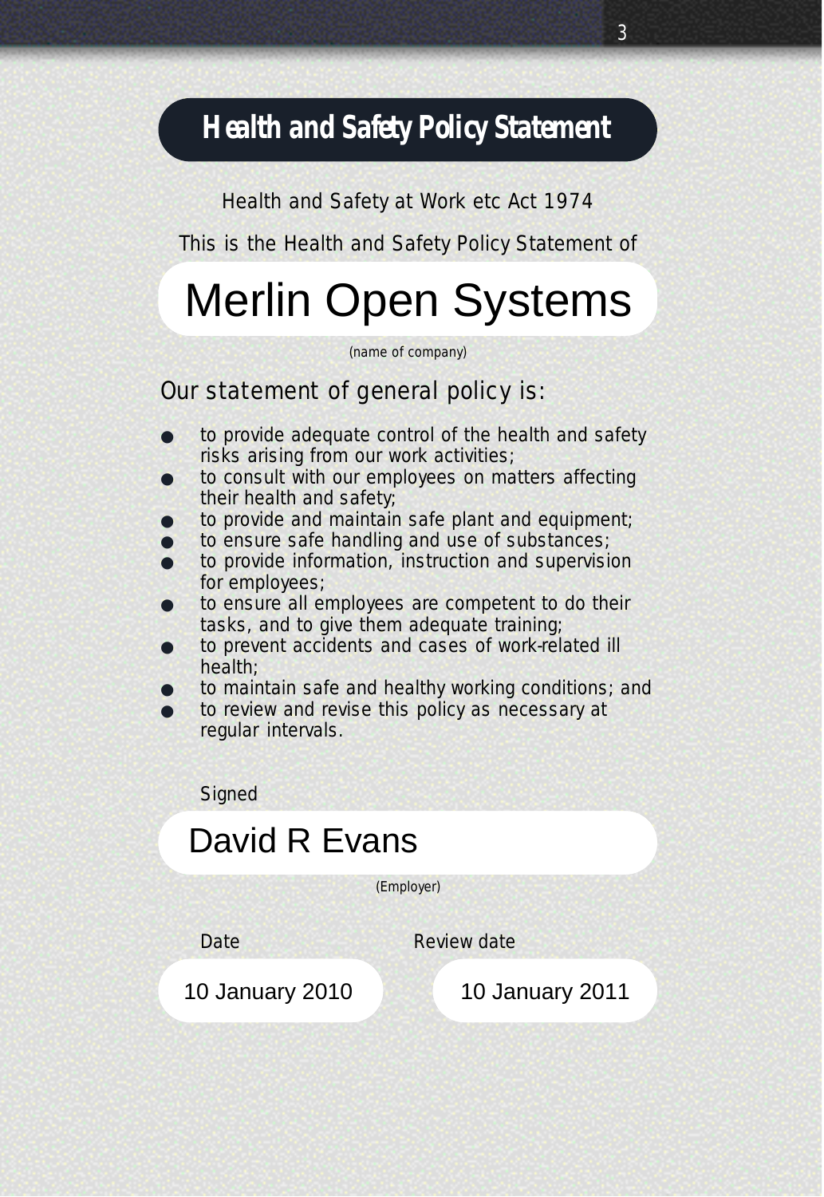# Health and Safety Policy Statement

Health and Safety at Work etc Act 1974

This is the Health and Safety Policy Statement of

## Merlin Open Systems

(name of company)

Our statement of general policy is:

- to provide adequate control of the health and safety risks arising from our work activities;
- to consult with our employees on matters affecting their health and safety;
- to provide and maintain safe plant and equipment;
- to ensure safe handling and use of substances;
- to provide information, instruction and supervision for employees;
- to ensure all employees are competent to do their tasks, and to give them adequate training;
- to prevent accidents and cases of work-related ill health;
- to maintain safe and healthy working conditions; and
- to review and revise this policy as necessary at regular intervals.

Signed

David R Evans

(Employer)

Date

10 January 2010

Review date

10 January 2011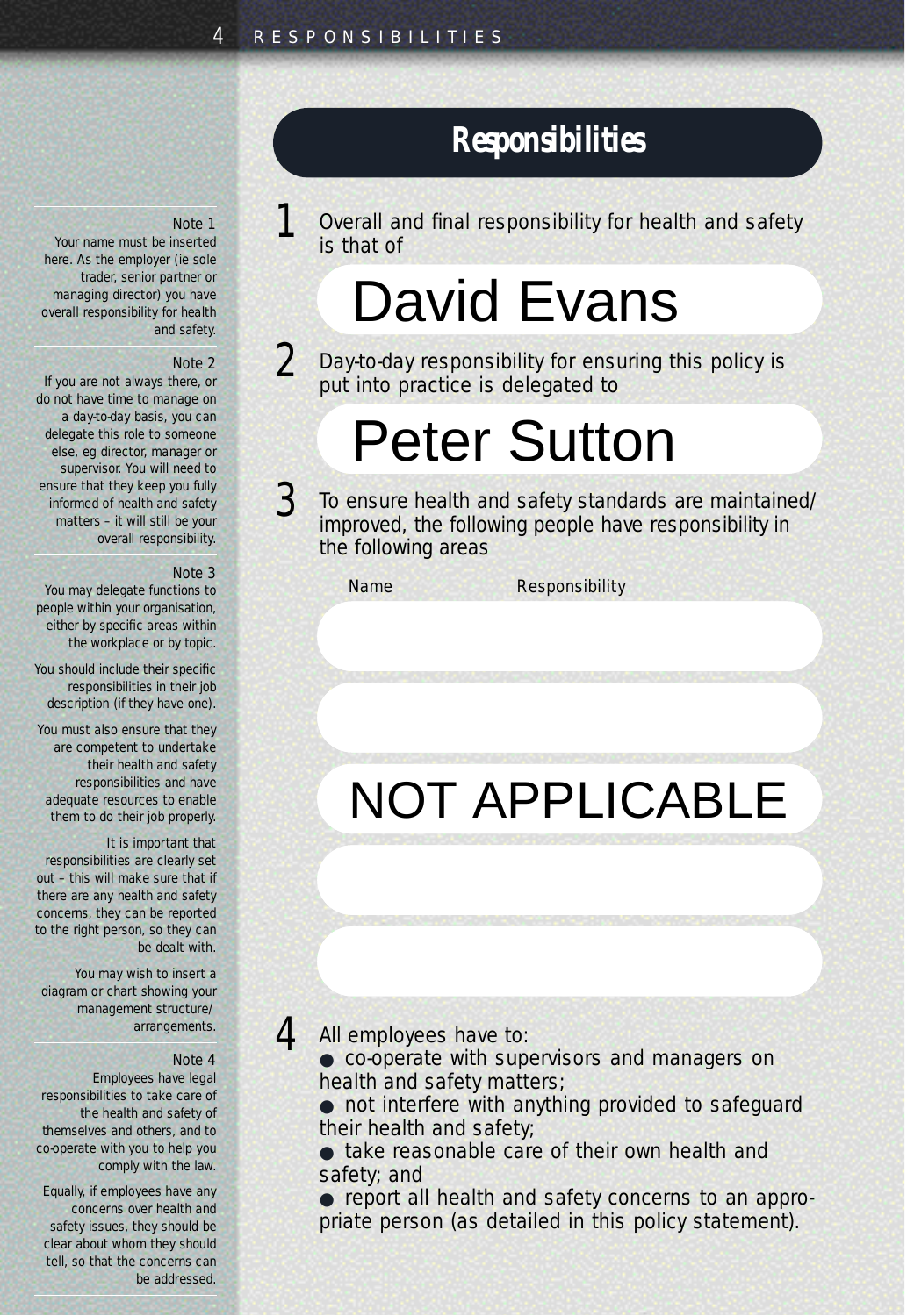## Responsibilities

1 Overall and final responsibility for health and safety is that of

David Evans

2 Day-to-day responsibility for ensuring this policy is put into practice is delegated to

Peter Sutton

3 To ensure health and safety standards are maintained/ improved, the following people have responsibility in the following areas

| Name | Responsibility |
| --- | --- |
| | |
| | |
| NOT APPLICABLE | |
| | |
| | |

4 All employees have to:

- co-operate with supervisors and managers on health and safety matters;
- not interfere with anything provided to safeguard their health and safety;
- take reasonable care of their own health and safety; and
- report all health and safety concerns to an appropriate person (as detailed in this policy statement).

Note 1
Your name must be inserted here. As the employer (ie sole trader, senior partner or managing director) you have overall responsibility for health and safety.

Note 2
If you are not always there, or do not have time to manage on a day-to-day basis, you can delegate this role to someone else, eg director, manager or supervisor. You will need to ensure that they keep you fully informed of health and safety matters – it will still be your overall responsibility.

Note 3
You may delegate functions to people within your organisation, either by specific areas within the workplace or by topic.

You should include their specific responsibilities in their job description (if they have one).

You must also ensure that they are competent to undertake their health and safety responsibilities and have adequate resources to enable them to do their job properly.

It is important that responsibilities are clearly set out – this will make sure that if there are any health and safety concerns, they can be reported to the right person, so they can be dealt with.

You may wish to insert a diagram or chart showing your management structure/ arrangements.

Note 4
Employees have legal responsibilities to take care of the health and safety of themselves and others, and to co-operate with you to help you comply with the law.

Equally, if employees have any concerns over health and safety issues, they should be clear about whom they should tell, so that the concerns can be addressed.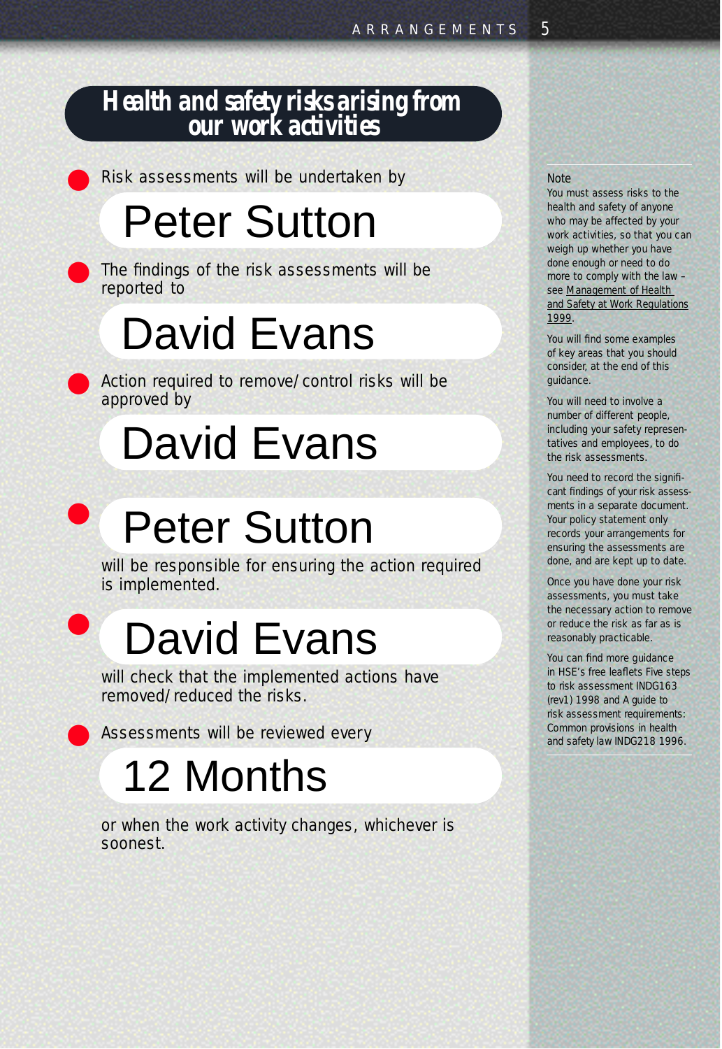## Health and safety risks arising from our work activities

- Risk assessments will be undertaken by

  Peter Sutton

- The findings of the risk assessments will be reported to

  David Evans

- Action required to remove/control risks will be approved by

  David Evans

- Peter Sutton

  will be responsible for ensuring the action required is implemented.

- David Evans

  will check that the implemented actions have removed/reduced the risks.

- Assessments will be reviewed every

  12 Months

  or when the work activity changes, whichever is soonest.

Note

You must assess risks to the health and safety of anyone who may be affected by your work activities, so that you can weigh up whether you have done enough or need to do more to comply with the law – see Management of Health and Safety at Work Regulations 1999.

You will find some examples of key areas that you should consider, at the end of this guidance.

You will need to involve a number of different people, including your safety representatives and employees, to do the risk assessments.

You need to record the significant findings of your risk assessments in a separate document. Your policy statement only records your arrangements for ensuring the assessments are done, and are kept up to date.

Once you have done your risk assessments, you must take the necessary action to remove or reduce the risk as far as is reasonably practicable.

You can find more guidance in HSE's free leaflets Five steps to risk assessment INDG163 (rev1) 1998 and A guide to risk assessment requirements: Common provisions in health and safety law INDG218 1996.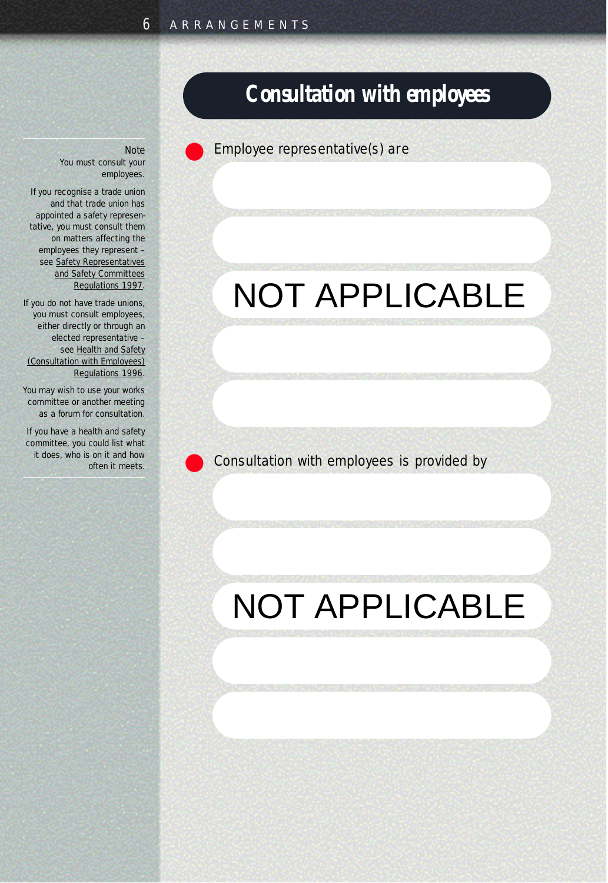## Consultation with employees

- Employee representative(s) are

NOT APPLICABLE

- Consultation with employees is provided by

NOT APPLICABLE

Note
You must consult your employees.

If you recognise a trade union and that trade union has appointed a safety representative, you must consult them on matters affecting the employees they represent – see Safety Representatives and Safety Committees Regulations 1997.

If you do not have trade unions, you must consult employees, either directly or through an elected representative – see Health and Safety (Consultation with Employees) Regulations 1996.

You may wish to use your works committee or another meeting as a forum for consultation.

If you have a health and safety committee, you could list what it does, who is on it and how often it meets.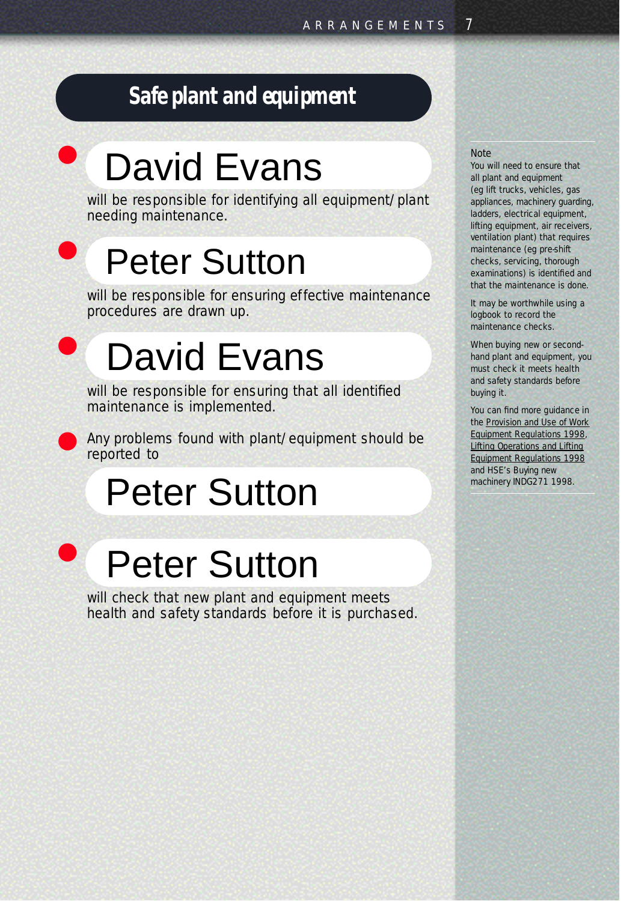## Safe plant and equipment

- **David Evans**

  will be responsible for identifying all equipment/plant needing maintenance.

- **Peter Sutton**

  will be responsible for ensuring effective maintenance procedures are drawn up.

- **David Evans**

  will be responsible for ensuring that all identified maintenance is implemented.

- Any problems found with plant/equipment should be reported to

  **Peter Sutton**

- **Peter Sutton**

  will check that new plant and equipment meets health and safety standards before it is purchased.

---

Note

You will need to ensure that all plant and equipment (eg lift trucks, vehicles, gas appliances, machinery guarding, ladders, electrical equipment, lifting equipment, air receivers, ventilation plant) that requires maintenance (eg pre-shift checks, servicing, thorough examinations) is identified and that the maintenance is done.

It may be worthwhile using a logbook to record the maintenance checks.

When buying new or second-hand plant and equipment, you must check it meets health and safety standards before buying it.

You can find more guidance in the Provision and Use of Work Equipment Regulations 1998, Lifting Operations and Lifting Equipment Regulations 1998 and HSE's Buying new machinery INDG271 1998.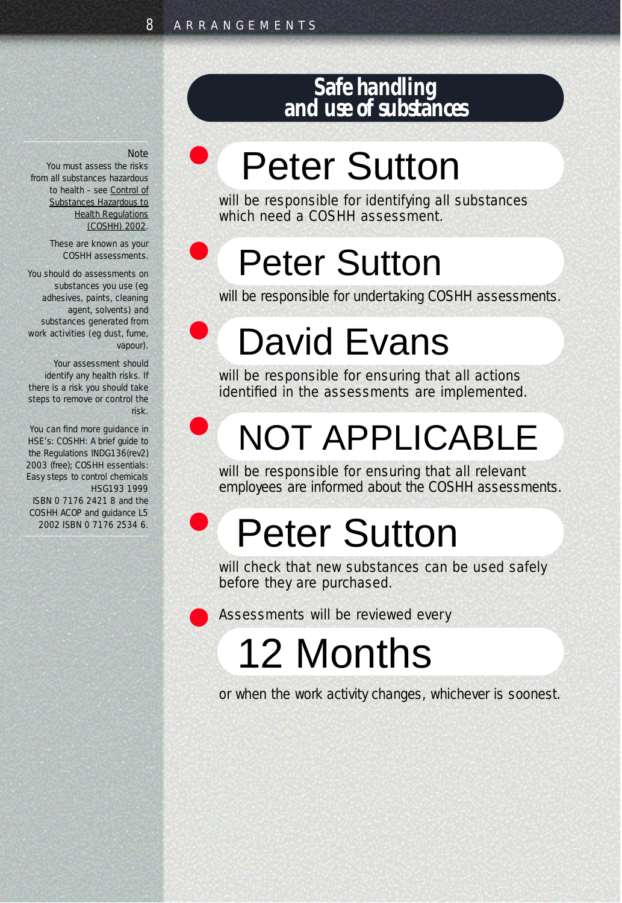## Safe handling and use of substances

- **Peter Sutton**

  will be responsible for identifying all substances which need a COSHH assessment.

- **Peter Sutton**

  will be responsible for undertaking COSHH assessments.

- **David Evans**

  will be responsible for ensuring that all actions identified in the assessments are implemented.

- **NOT APPLICABLE**

  will be responsible for ensuring that all relevant employees are informed about the COSHH assessments.

- **Peter Sutton**

  will check that new substances can be used safely before they are purchased.

- Assessments will be reviewed every

  **12 Months**

  or when the work activity changes, whichever is soonest.

---

Note

You must assess the risks from all substances hazardous to health – see Control of Substances Hazardous to Health Regulations (COSHH) 2002.

These are known as your COSHH assessments.

You should do assessments on substances you use (eg adhesives, paints, cleaning agent, solvents) and substances generated from work activities (eg dust, fume, vapour).

Your assessment should identify any health risks. If there is a risk you should take steps to remove or control the risk.

You can find more guidance in HSE's: COSHH: A brief guide to the Regulations INDG136(rev2) 2003 (free); COSHH essentials: Easy steps to control chemicals HSG193 1999 ISBN 0 7176 2421 8 and the COSHH ACOP and guidance L5 2002 ISBN 0 7176 2534 6.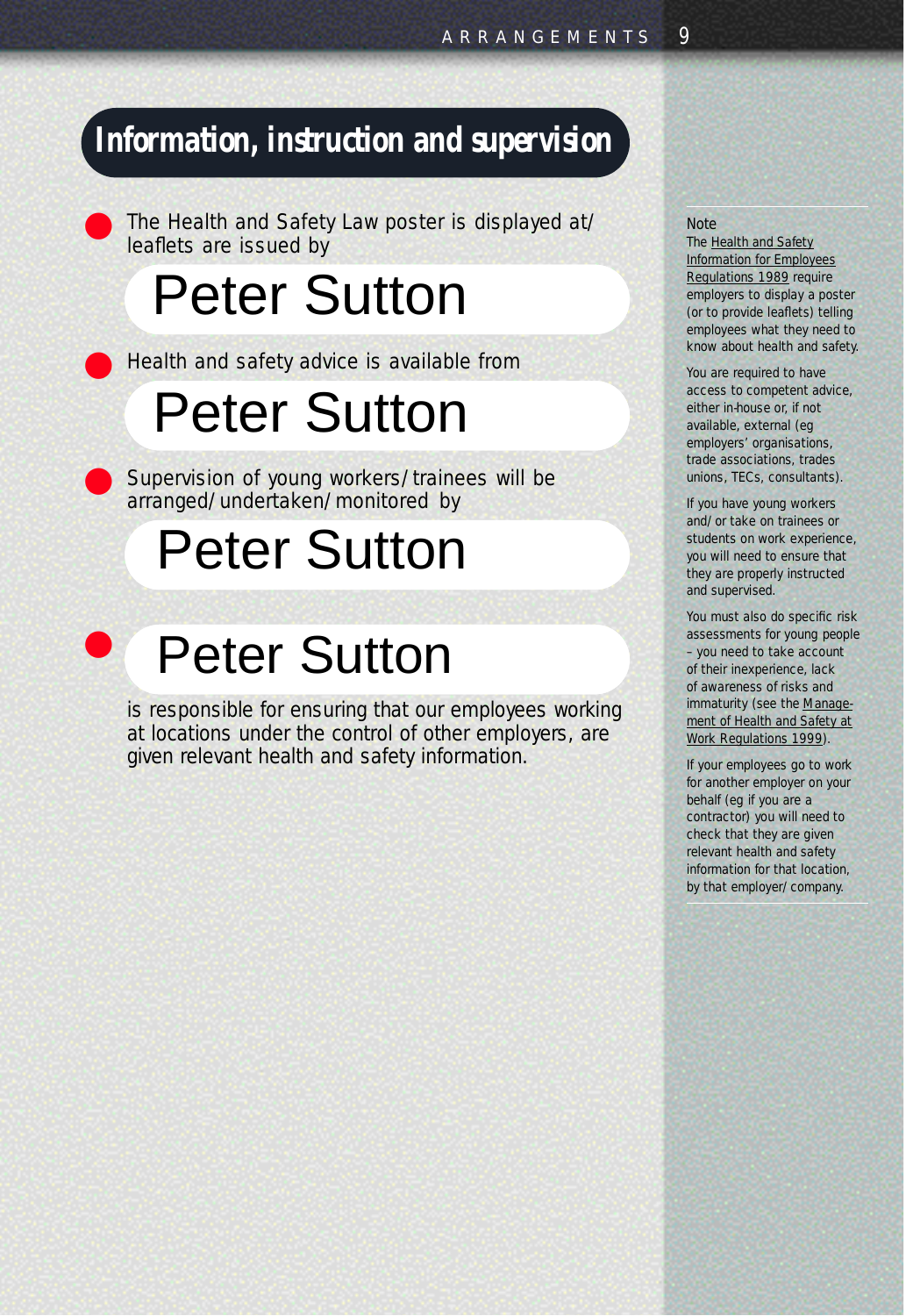## Information, instruction and supervision

- The Health and Safety Law poster is displayed at/ leaflets are issued by

  Peter Sutton

- Health and safety advice is available from

  Peter Sutton

- Supervision of young workers/trainees will be arranged/undertaken/monitored by

  Peter Sutton

- Peter Sutton

  is responsible for ensuring that our employees working at locations under the control of other employers, are given relevant health and safety information.

Note

The Health and Safety Information for Employees Regulations 1989 require employers to display a poster (or to provide leaflets) telling employees what they need to know about health and safety.

You are required to have access to competent advice, either in-house or, if not available, external (eg employers' organisations, trade associations, trades unions, TECs, consultants).

If you have young workers and/or take on trainees or students on work experience, you will need to ensure that they are properly instructed and supervised.

You must also do specific risk assessments for young people – you need to take account of their inexperience, lack of awareness of risks and immaturity (see the Management of Health and Safety at Work Regulations 1999).

If your employees go to work for another employer on your behalf (eg if you are a contractor) you will need to check that they are given relevant health and safety information for that location, by that employer/company.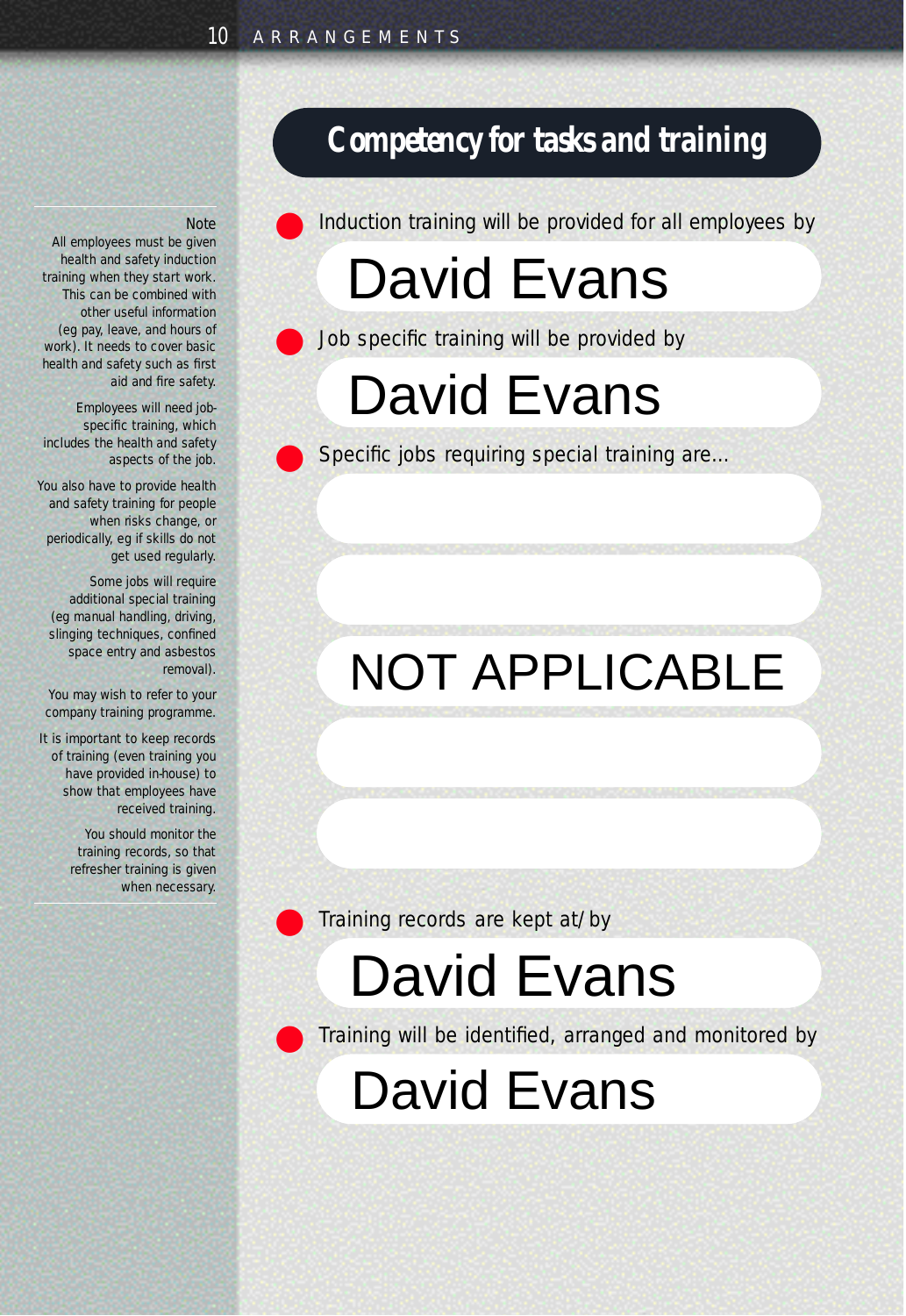## Competency for tasks and training

- Induction training will be provided for all employees by

  David Evans

- Job specific training will be provided by

  David Evans

- Specific jobs requiring special training are...

  NOT APPLICABLE

- Training records are kept at/by

  David Evans

- Training will be identified, arranged and monitored by

  David Evans

**Note**

All employees must be given health and safety induction training when they start work. This can be combined with other useful information (eg pay, leave, and hours of work). It needs to cover basic health and safety such as first aid and fire safety.

Employees will need job-specific training, which includes the health and safety aspects of the job.

You also have to provide health and safety training for people when risks change, or periodically, eg if skills do not get used regularly.

Some jobs will require additional special training (eg manual handling, driving, slinging techniques, confined space entry and asbestos removal).

You may wish to refer to your company training programme.

It is important to keep records of training (even training you have provided in-house) to show that employees have received training.

You should monitor the training records, so that refresher training is given when necessary.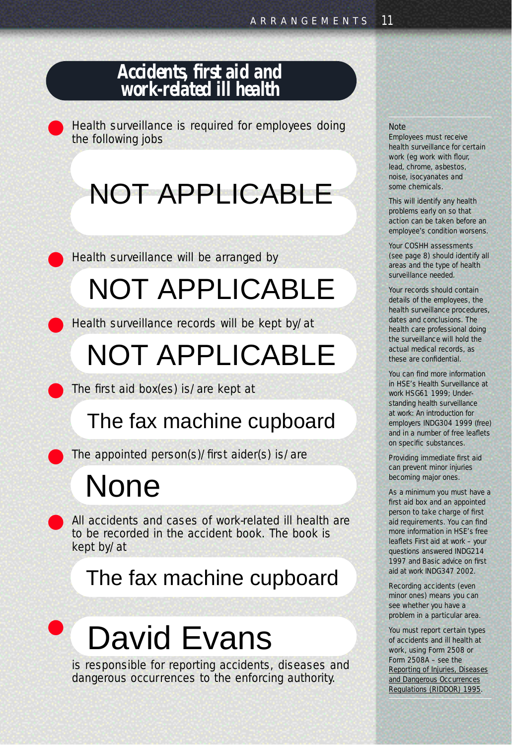## Accidents, first aid and work-related ill health

- Health surveillance is required for employees doing the following jobs

  NOT APPLICABLE

- Health surveillance will be arranged by

  NOT APPLICABLE

- Health surveillance records will be kept by/at

  NOT APPLICABLE

- The first aid box(es) is/are kept at

  The fax machine cupboard

- The appointed person(s)/first aider(s) is/are

  None

- All accidents and cases of work-related ill health are to be recorded in the accident book. The book is kept by/at

  The fax machine cupboard

- David Evans

  is responsible for reporting accidents, diseases and dangerous occurrences to the enforcing authority.

**Note**

Employees must receive health surveillance for certain work (eg work with flour, lead, chrome, asbestos, noise, isocyanates and some chemicals.

This will identify any health problems early on so that action can be taken before an employee's condition worsens.

Your COSHH assessments (see page 8) should identify all areas and the type of health surveillance needed.

Your records should contain details of the employees, the health surveillance procedures, dates and conclusions. The health care professional doing the surveillance will hold the actual medical records, as these are confidential.

You can find more information in HSE's Health Surveillance at work HSG61 1999; Understanding health surveillance at work: An introduction for employers INDG304 1999 (free) and in a number of free leaflets on specific substances.

Providing immediate first aid can prevent minor injuries becoming major ones.

As a minimum you must have a first aid box and an appointed person to take charge of first aid requirements. You can find more information in HSE's free leaflets First aid at work – your questions answered INDG214 1997 and Basic advice on first aid at work INDG347 2002.

Recording accidents (even minor ones) means you can see whether you have a problem in a particular area.

You must report certain types of accidents and ill health at work, using Form 2508 or Form 2508A – see the Reporting of Injuries, Diseases and Dangerous Occurrences Regulations (RIDDOR) 1995.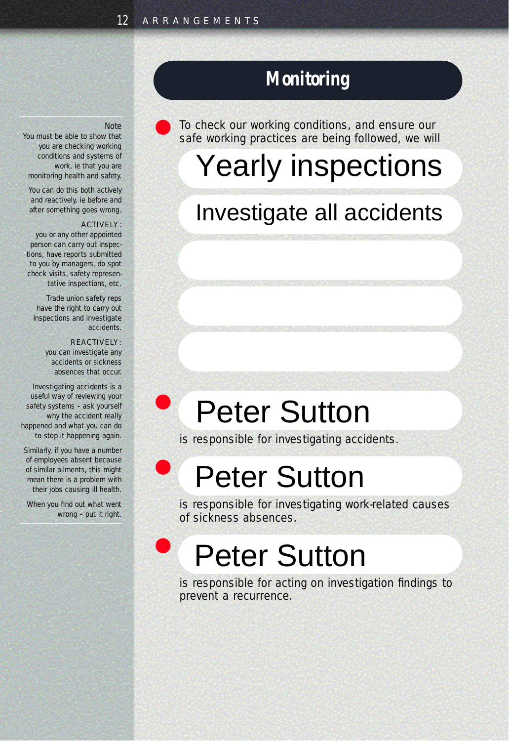## Monitoring

- To check our working conditions, and ensure our safe working practices are being followed, we will

  Yearly inspections

  Investigate all accidents

- Peter Sutton

  is responsible for investigating accidents.

- Peter Sutton

  is responsible for investigating work-related causes of sickness absences.

- Peter Sutton

  is responsible for acting on investigation findings to prevent a recurrence.

---

**Note**

You must be able to show that you are checking working conditions and systems of work, ie that you are monitoring health and safety.

You can do this both actively and reactively, ie before and after something goes wrong.

ACTIVELY: you or any other appointed person can carry out inspections, have reports submitted to you by managers, do spot check visits, safety representative inspections, etc.

Trade union safety reps have the right to carry out inspections and investigate accidents.

REACTIVELY: you can investigate any accidents or sickness absences that occur.

Investigating accidents is a useful way of reviewing your safety systems – ask yourself why the accident really happened and what you can do to stop it happening again.

Similarly, if you have a number of employees absent because of similar ailments, this might mean there is a problem with their jobs causing ill health.

When you find out what went wrong – put it right.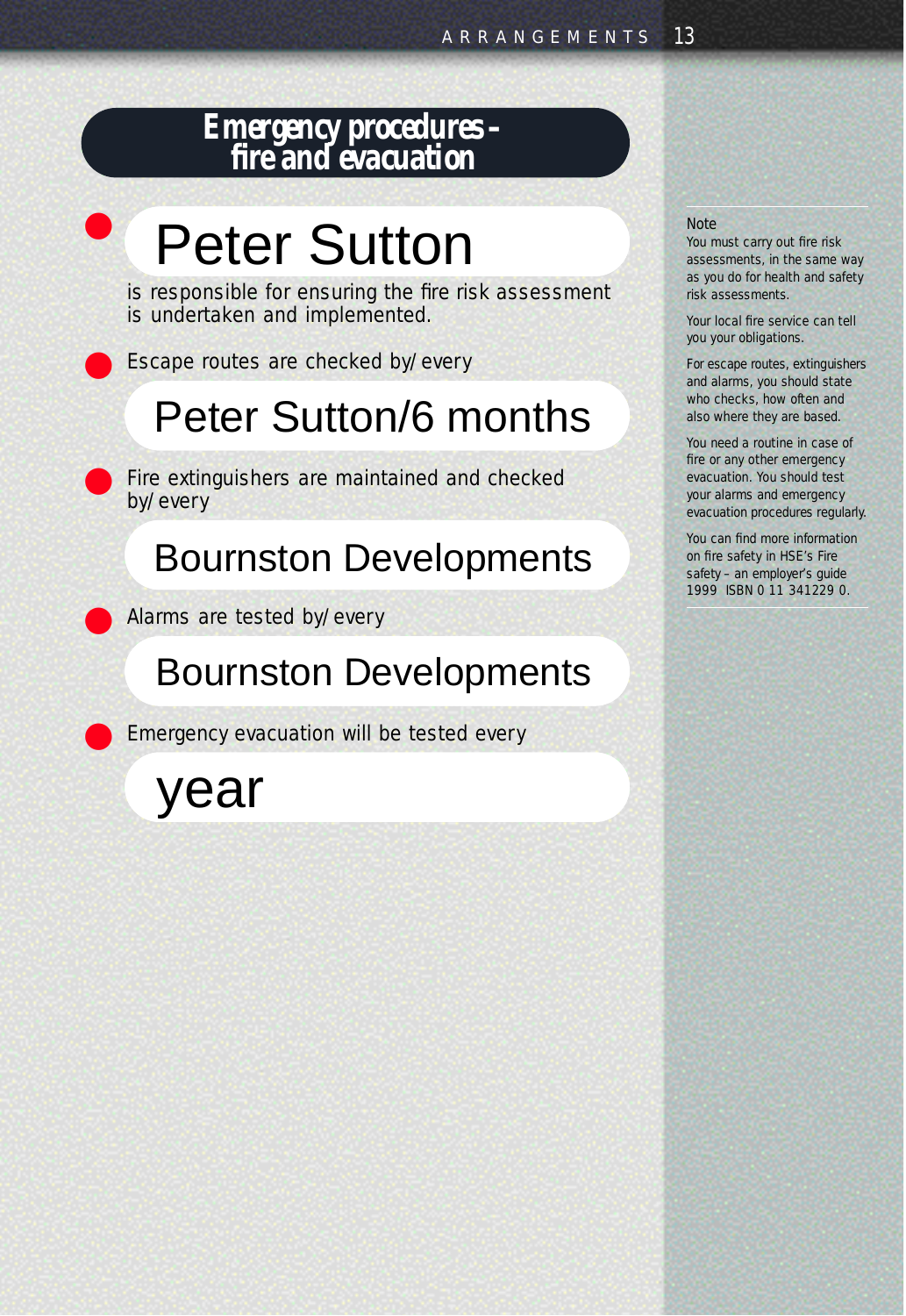# Emergency procedures - fire and evacuation

- **Peter Sutton**

  is responsible for ensuring the fire risk assessment is undertaken and implemented.

- Escape routes are checked by/every

  **Peter Sutton/6 months**

- Fire extinguishers are maintained and checked by/every

  **Bournston Developments**

- Alarms are tested by/every

  **Bournston Developments**

- Emergency evacuation will be tested every

  **year**

Note

You must carry out fire risk assessments, in the same way as you do for health and safety risk assessments.

Your local fire service can tell you your obligations.

For escape routes, extinguishers and alarms, you should state who checks, how often and also where they are based.

You need a routine in case of fire or any other emergency evacuation. You should test your alarms and emergency evacuation procedures regularly.

You can find more information on fire safety in HSE's Fire safety – an employer's guide 1999 ISBN 0 11 341229 0.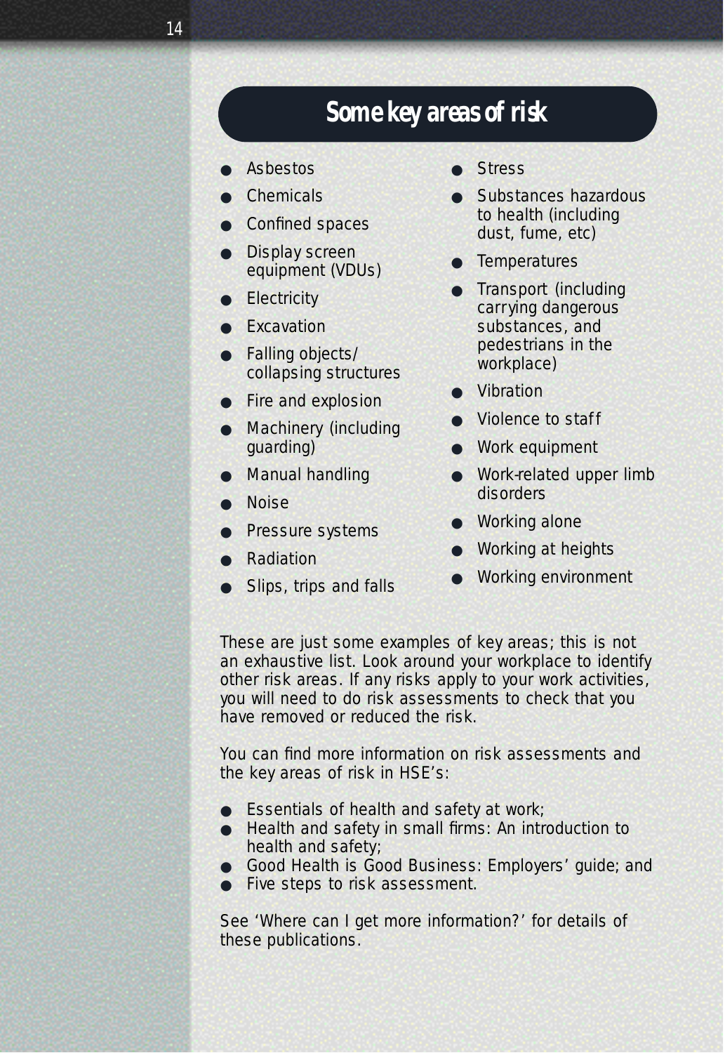## Some key areas of risk

- Asbestos
- Chemicals
- Confined spaces
- Display screen equipment (VDUs)
- Electricity
- Excavation
- Falling objects/ collapsing structures
- Fire and explosion
- Machinery (including guarding)
- Manual handling
- Noise
- Pressure systems
- Radiation
- Slips, trips and falls
- Stress
- Substances hazardous to health (including dust, fume, etc)
- Temperatures
- Transport (including carrying dangerous substances, and pedestrians in the workplace)
- Vibration
- Violence to staff
- Work equipment
- Work-related upper limb disorders
- Working alone
- Working at heights
- Working environment

These are just some examples of key areas; this is not an exhaustive list. Look around your workplace to identify other risk areas. If any risks apply to your work activities, you will need to do risk assessments to check that you have removed or reduced the risk.

You can find more information on risk assessments and the key areas of risk in HSE's:

- Essentials of health and safety at work;
- Health and safety in small firms: An introduction to health and safety;
- Good Health is Good Business: Employers' guide; and
- Five steps to risk assessment.

See 'Where can I get more information?' for details of these publications.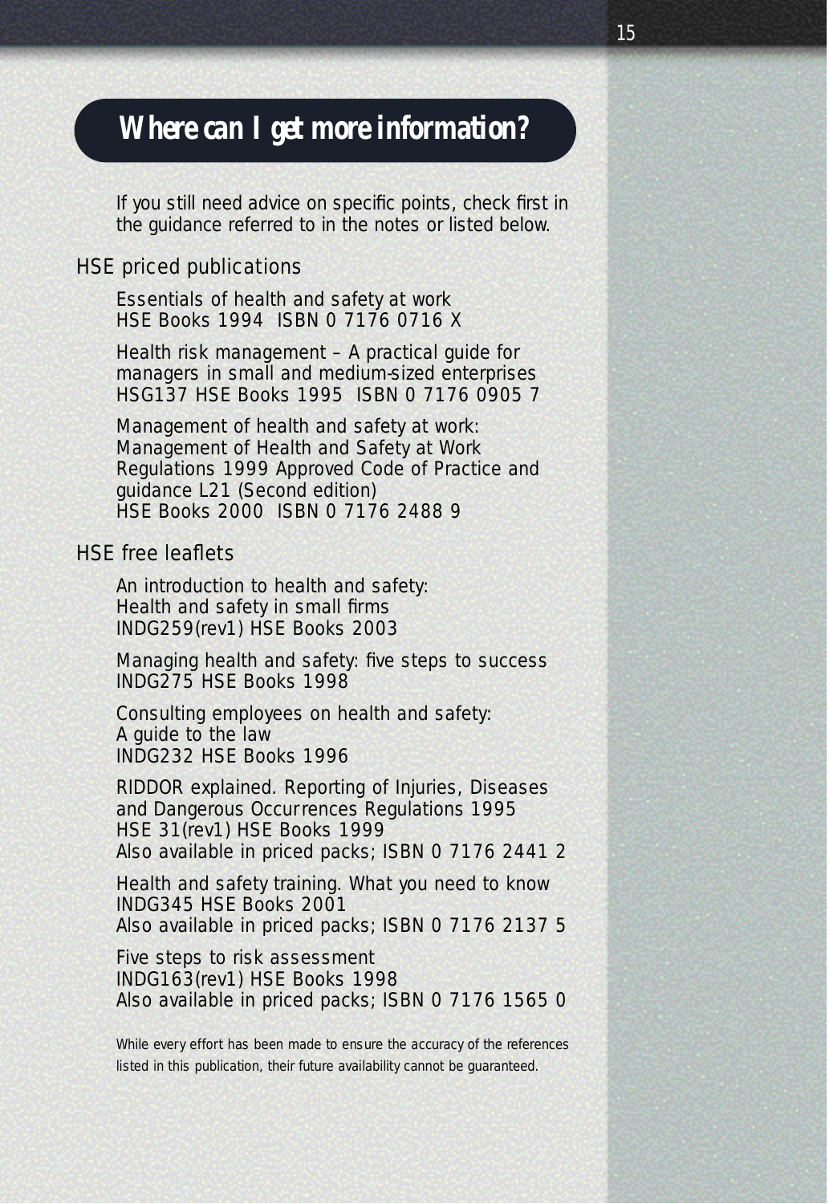# Where can I get more information?

If you still need advice on specific points, check first in the guidance referred to in the notes or listed below.

## HSE priced publications

Essentials of health and safety at work
HSE Books 1994 ISBN 0 7176 0716 X

Health risk management – A practical guide for managers in small and medium-sized enterprises
HSG137 HSE Books 1995 ISBN 0 7176 0905 7

Management of health and safety at work: Management of Health and Safety at Work Regulations 1999 Approved Code of Practice and guidance L21 (Second edition)
HSE Books 2000 ISBN 0 7176 2488 9

## HSE free leaflets

An introduction to health and safety: Health and safety in small firms
INDG259(rev1) HSE Books 2003

Managing health and safety: five steps to success
INDG275 HSE Books 1998

Consulting employees on health and safety: A guide to the law
INDG232 HSE Books 1996

RIDDOR explained. Reporting of Injuries, Diseases and Dangerous Occurrences Regulations 1995
HSE 31(rev1) HSE Books 1999
Also available in priced packs; ISBN 0 7176 2441 2

Health and safety training. What you need to know
INDG345 HSE Books 2001
Also available in priced packs; ISBN 0 7176 2137 5

Five steps to risk assessment
INDG163(rev1) HSE Books 1998
Also available in priced packs; ISBN 0 7176 1565 0

While every effort has been made to ensure the accuracy of the references listed in this publication, their future availability cannot be guaranteed.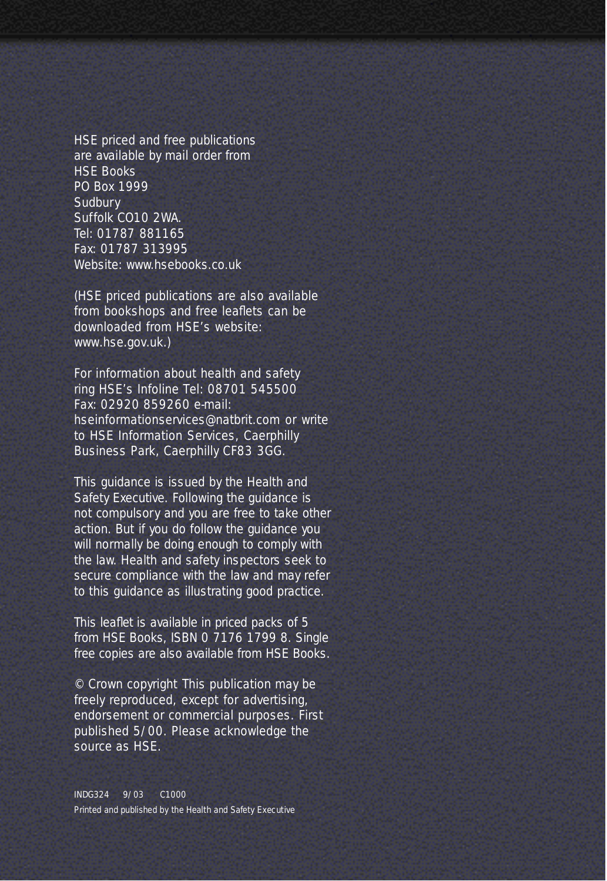HSE priced and free publications are available by mail order from HSE Books
PO Box 1999
Sudbury
Suffolk CO10 2WA.
Tel: 01787 881165
Fax: 01787 313995
Website: www.hsebooks.co.uk

(HSE priced publications are also available from bookshops and free leaflets can be downloaded from HSE's website: www.hse.gov.uk.)

For information about health and safety ring HSE's Infoline Tel: 08701 545500
Fax: 02920 859260 e-mail: hseinformationservices@natbrit.com or write to HSE Information Services, Caerphilly Business Park, Caerphilly CF83 3GG.

This guidance is issued by the Health and Safety Executive. Following the guidance is not compulsory and you are free to take other action. But if you do follow the guidance you will normally be doing enough to comply with the law. Health and safety inspectors seek to secure compliance with the law and may refer to this guidance as illustrating good practice.

This leaflet is available in priced packs of 5 from HSE Books, ISBN 0 7176 1799 8. Single free copies are also available from HSE Books.

© Crown copyright This publication may be freely reproduced, except for advertising, endorsement or commercial purposes. First published 5/00. Please acknowledge the source as HSE.

INDG324 9/03 C1000

Printed and published by the Health and Safety Executive